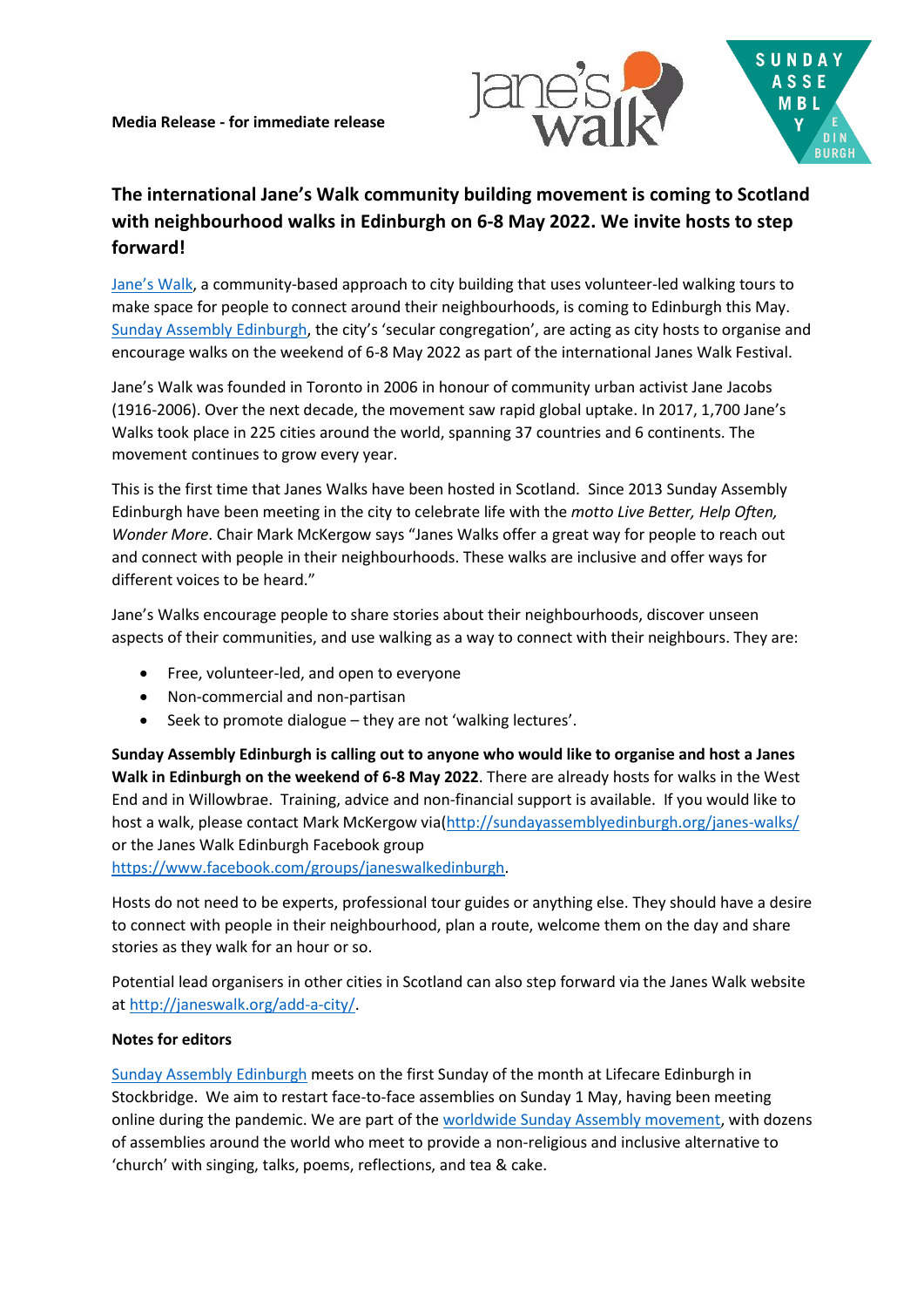**Media Release - for immediate release**

# The international Jane's Walk community building movement is coming to Scotland with neighbourhood walks in Edinburgh on 6-8 May 2022. We invite hosts to step forward!

[Jane's Walk](), a community-based approach to city building that uses volunteer-led walking tours to make space for people to connect around their neighbourhoods, is coming to Edinburgh this May. [Sunday Assembly Edinburgh](), the city's 'secular congregation', are acting as city hosts to organise and encourage walks on the weekend of 6-8 May 2022 as part of the international Janes Walk Festival.

Jane's Walk was founded in Toronto in 2006 in honour of community urban activist Jane Jacobs (1916-2006). Over the next decade, the movement saw rapid global uptake. In 2017, 1,700 Jane's Walks took place in 225 cities around the world, spanning 37 countries and 6 continents. The movement continues to grow every year.

This is the first time that Janes Walks have been hosted in Scotland. Since 2013 Sunday Assembly Edinburgh have been meeting in the city to celebrate life with the *motto Live Better, Help Often, Wonder More*. Chair Mark McKergow says "Janes Walks offer a great way for people to reach out and connect with people in their neighbourhoods. These walks are inclusive and offer ways for different voices to be heard."

Jane's Walks encourage people to share stories about their neighbourhoods, discover unseen aspects of their communities, and use walking as a way to connect with their neighbours. They are:

- Free, volunteer-led, and open to everyone
- Non-commercial and non-partisan
- Seek to promote dialogue – they are not 'walking lectures'.

**Sunday Assembly Edinburgh is calling out to anyone who would like to organise and host a Janes Walk in Edinburgh on the weekend of 6-8 May 2022**. There are already hosts for walks in the West End and in Willowbrae. Training, advice and non-financial support is available. If you would like to host a walk, please contact Mark McKergow via(http://sundayassemblyedinburgh.org/janes-walks/ or the Janes Walk Edinburgh Facebook group https://www.facebook.com/groups/janeswalkedinburgh.

Hosts do not need to be experts, professional tour guides or anything else. They should have a desire to connect with people in their neighbourhood, plan a route, welcome them on the day and share stories as they walk for an hour or so.

Potential lead organisers in other cities in Scotland can also step forward via the Janes Walk website at http://janeswalk.org/add-a-city/.

**Notes for editors**

[Sunday Assembly Edinburgh]() meets on the first Sunday of the month at Lifecare Edinburgh in Stockbridge. We aim to restart face-to-face assemblies on Sunday 1 May, having been meeting online during the pandemic. We are part of the [worldwide Sunday Assembly movement](), with dozens of assemblies around the world who meet to provide a non-religious and inclusive alternative to 'church' with singing, talks, poems, reflections, and tea & cake.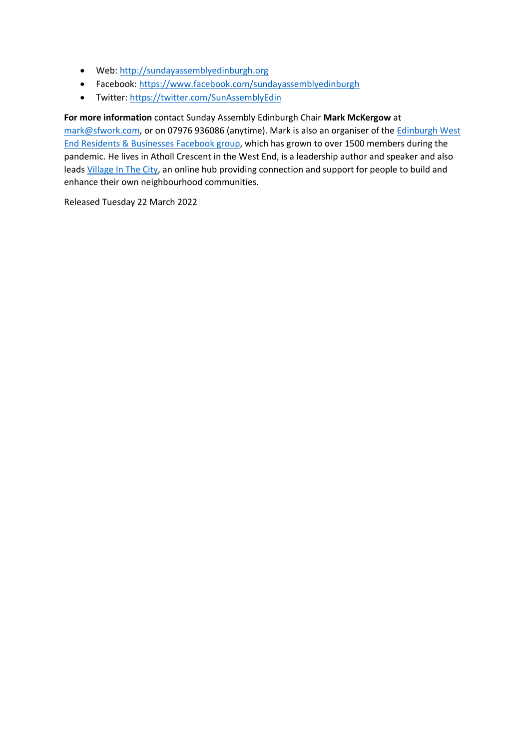- Web: [http://sundayassemblyedinburgh.org](http://sundayassemblyedinburgh.org)
- Facebook: [https://www.facebook.com/sundayassemblyedinburgh](https://www.facebook.com/sundayassemblyedinburgh)
- Twitter: [https://twitter.com/SunAssemblyEdin](https://twitter.com/SunAssemblyEdin)

**For more information** contact Sunday Assembly Edinburgh Chair **Mark McKergow** at mark@sfwork.com, or on 07976 936086 (anytime). Mark is also an organiser of the Edinburgh West End Residents & Businesses Facebook group, which has grown to over 1500 members during the pandemic. He lives in Atholl Crescent in the West End, is a leadership author and speaker and also leads Village In The City, an online hub providing connection and support for people to build and enhance their own neighbourhood communities.

Released Tuesday 22 March 2022